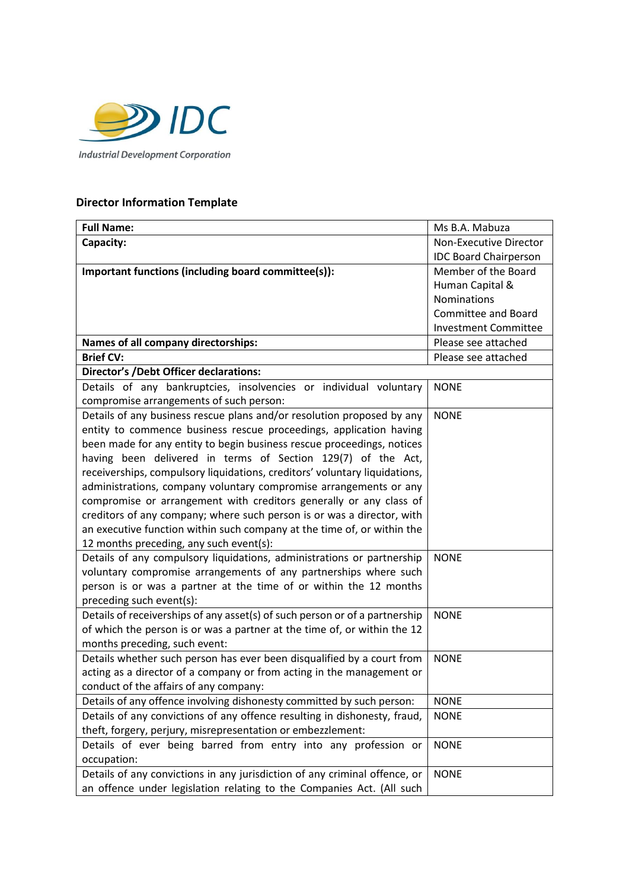IDC

Industrial Development Corporation

## Director Information Template

| **Full Name:** | Ms B.A. Mabuza |
|---|---|
| **Capacity:** | Non-Executive Director IDC Board Chairperson |
| **Important functions (including board committee(s)):** | Member of the Board Human Capital & Nominations Committee and Board Investment Committee |
| **Names of all company directorships:** | Please see attached |
| **Brief CV:** | Please see attached |
| **Director's /Debt Officer declarations:** | |
| Details of any bankruptcies, insolvencies or individual voluntary compromise arrangements of such person: | NONE |
| Details of any business rescue plans and/or resolution proposed by any entity to commence business rescue proceedings, application having been made for any entity to begin business rescue proceedings, notices having been delivered in terms of Section 129(7) of the Act, receiverships, compulsory liquidations, creditors' voluntary liquidations, administrations, company voluntary compromise arrangements or any compromise or arrangement with creditors generally or any class of creditors of any company; where such person is or was a director, with an executive function within such company at the time of, or within the 12 months preceding, any such event(s): | NONE |
| Details of any compulsory liquidations, administrations or partnership voluntary compromise arrangements of any partnerships where such person is or was a partner at the time of or within the 12 months preceding such event(s): | NONE |
| Details of receiverships of any asset(s) of such person or of a partnership of which the person is or was a partner at the time of, or within the 12 months preceding, such event: | NONE |
| Details whether such person has ever been disqualified by a court from acting as a director of a company or from acting in the management or conduct of the affairs of any company: | NONE |
| Details of any offence involving dishonesty committed by such person: | NONE |
| Details of any convictions of any offence resulting in dishonesty, fraud, theft, forgery, perjury, misrepresentation or embezzlement: | NONE |
| Details of ever being barred from entry into any profession or occupation: | NONE |
| Details of any convictions in any jurisdiction of any criminal offence, or an offence under legislation relating to the Companies Act. (All such | NONE |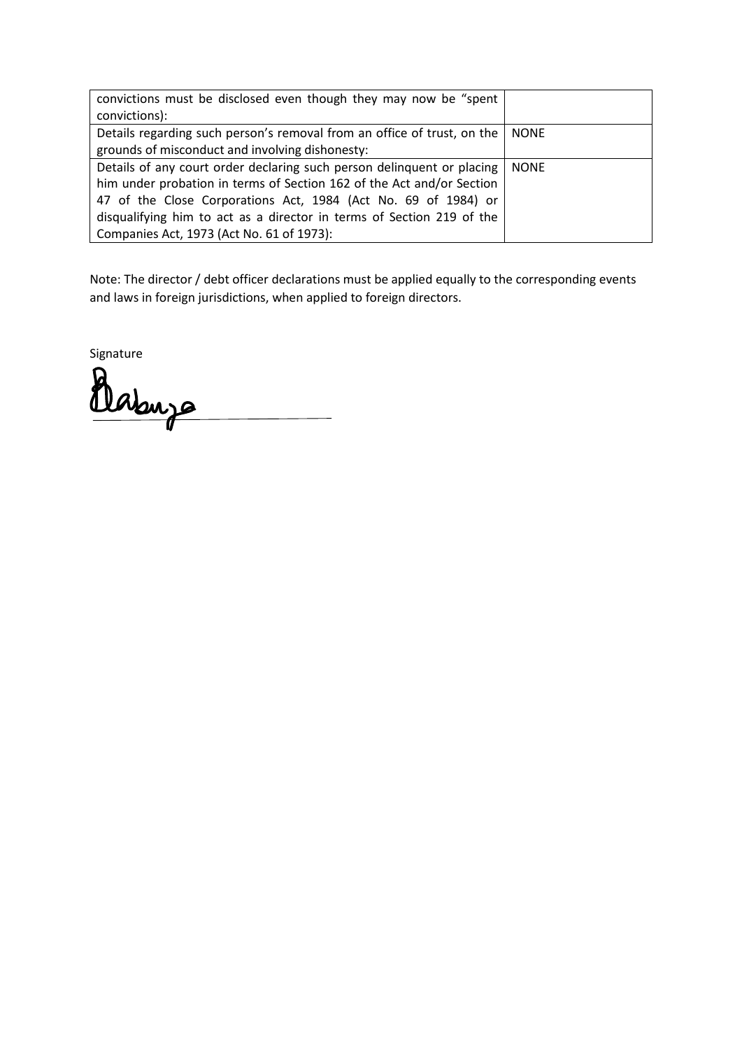| | |
|---|---|
| convictions must be disclosed even though they may now be "spent convictions): | |
| Details regarding such person's removal from an office of trust, on the grounds of misconduct and involving dishonesty: | NONE |
| Details of any court order declaring such person delinquent or placing him under probation in terms of Section 162 of the Act and/or Section 47 of the Close Corporations Act, 1984 (Act No. 69 of 1984) or disqualifying him to act as a director in terms of Section 219 of the Companies Act, 1973 (Act No. 61 of 1973): | NONE |

Note: The director / debt officer declarations must be applied equally to the corresponding events and laws in foreign jurisdictions, when applied to foreign directors.

Signature

Dabuzo